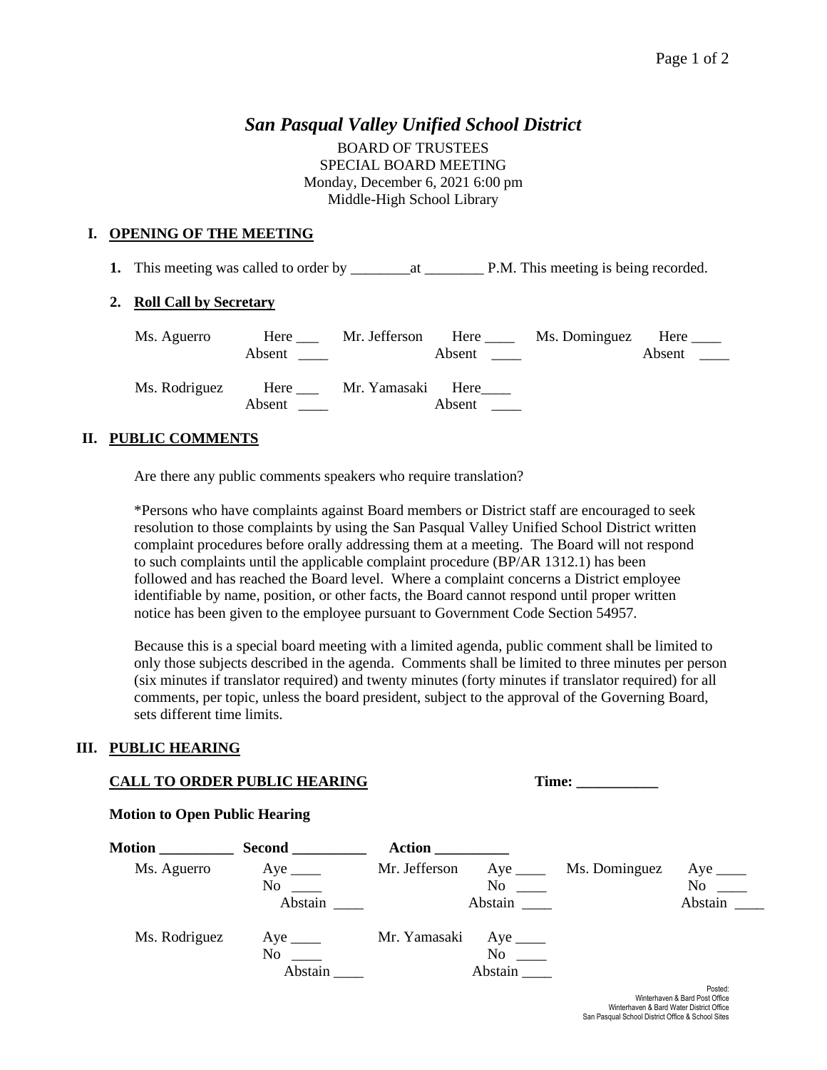# *San Pasqual Valley Unified School District*

BOARD OF TRUSTEES
SPECIAL BOARD MEETING
Monday, December 6, 2021 6:00 pm
Middle-High School Library

## I. OPENING OF THE MEETING

**1.** This meeting was called to order by ________at ________ P.M. This meeting is being recorded.

**2. Roll Call by Secretary**

| | | | | | |
|---|---|---|---|---|---|
| Ms. Aguerro | Here ___ Absent ____ | Mr. Jefferson | Here ____ Absent ____ | Ms. Dominguez | Here ____ Absent ____ |
| Ms. Rodriguez | Here ___ Absent ____ | Mr. Yamasaki | Here____ Absent ____ | | |

## II. PUBLIC COMMENTS

Are there any public comments speakers who require translation?

*Persons who have complaints against Board members or District staff are encouraged to seek resolution to those complaints by using the San Pasqual Valley Unified School District written complaint procedures before orally addressing them at a meeting. The Board will not respond to such complaints until the applicable complaint procedure (BP/AR 1312.1) has been followed and has reached the Board level. Where a complaint concerns a District employee identifiable by name, position, or other facts, the Board cannot respond until proper written notice has been given to the employee pursuant to Government Code Section 54957.

Because this is a special board meeting with a limited agenda, public comment shall be limited to only those subjects described in the agenda. Comments shall be limited to three minutes per person (six minutes if translator required) and twenty minutes (forty minutes if translator required) for all comments, per topic, unless the board president, subject to the approval of the Governing Board, sets different time limits.

## III. PUBLIC HEARING

**CALL TO ORDER PUBLIC HEARING** **Time: ___________**

**Motion to Open Public Hearing**

**Motion __________ Second __________ Action __________**

| | | | | | |
|---|---|---|---|---|---|
| Ms. Aguerro | Aye ____ No ____ Abstain ____ | Mr. Jefferson | Aye ____ No ____ Abstain ____ | Ms. Dominguez | Aye ____ No ____ Abstain ____ |
| Ms. Rodriguez | Aye ____ No ____ Abstain ____ | Mr. Yamasaki | Aye ____ No ____ Abstain ____ | | |

Posted:
Winterhaven & Bard Post Office
Winterhaven & Bard Water District Office
San Pasqual School District Office & School Sites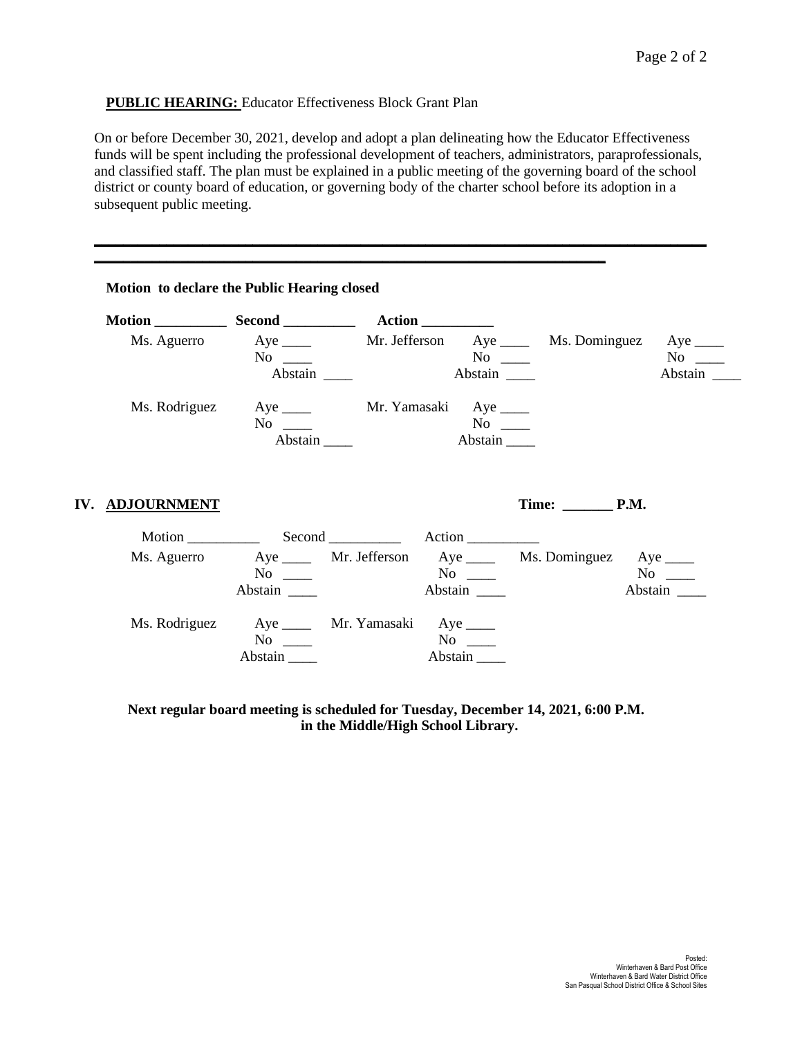**PUBLIC HEARING:** Educator Effectiveness Block Grant Plan

On or before December 30, 2021, develop and adopt a plan delineating how the Educator Effectiveness funds will be spent including the professional development of teachers, administrators, paraprofessionals, and classified staff. The plan must be explained in a public meeting of the governing board of the school district or county board of education, or governing body of the charter school before its adoption in a subsequent public meeting.

______________________________________________________________________________
______________________________________________________________

**Motion to declare the Public Hearing closed**

**Motion __________ Second __________ Action __________**

| | | | | | |
|---|---|---|---|---|---|
| Ms. Aguerro | Aye ____<br>No ____<br>Abstain ____ | Mr. Jefferson | Aye ____<br>No ____<br>Abstain ____ | Ms. Dominguez | Aye ____<br>No ____<br>Abstain ____ |
| Ms. Rodriguez | Aye ____<br>No ____<br>Abstain ____ | Mr. Yamasaki | Aye ____<br>No ____<br>Abstain ____ | | |

## IV. ADJOURNMENT

**Time: _______ P.M.**

Motion __________ Second __________ Action __________

| | | | | | |
|---|---|---|---|---|---|
| Ms. Aguerro | Aye ____<br>No ____<br>Abstain ____ | Mr. Jefferson | Aye ____<br>No ____<br>Abstain ____ | Ms. Dominguez | Aye ____<br>No ____<br>Abstain ____ |
| Ms. Rodriguez | Aye ____<br>No ____<br>Abstain ____ | Mr. Yamasaki | Aye ____<br>No ____<br>Abstain ____ | | |

**Next regular board meeting is scheduled for Tuesday, December 14, 2021, 6:00 P.M. in the Middle/High School Library.**

Posted:
Winterhaven & Bard Post Office
Winterhaven & Bard Water District Office
San Pasqual School District Office & School Sites